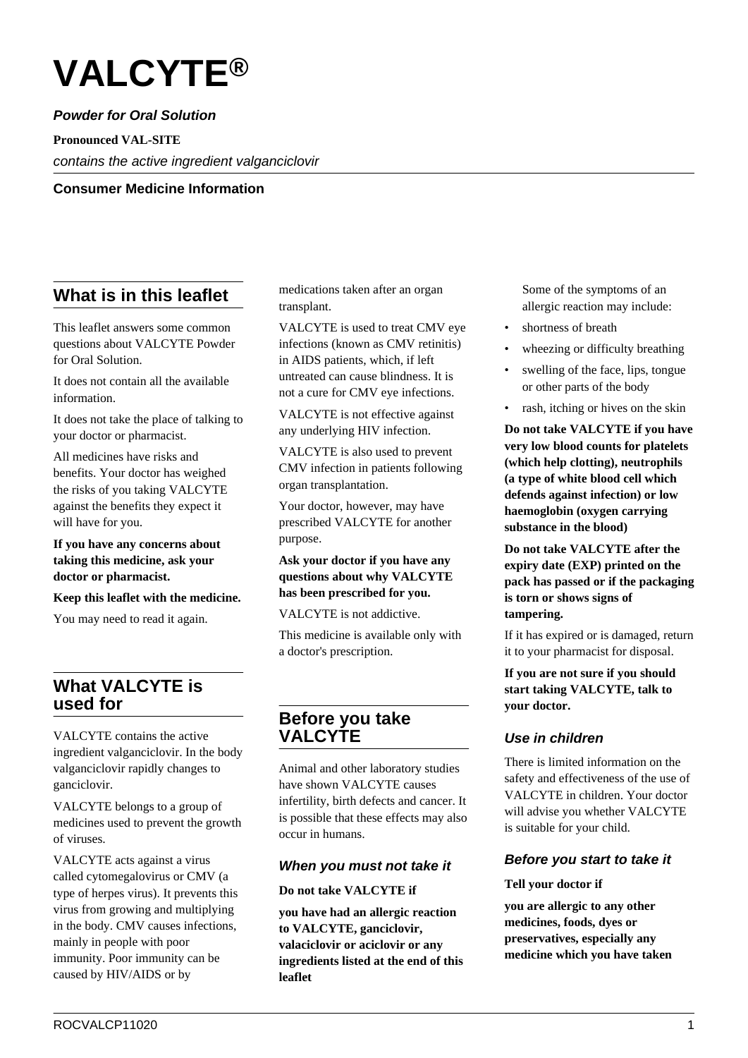# VALCYTE®

***Powder for Oral Solution***

**Pronounced VAL-SITE**

*contains the active ingredient valganciclovir*

**Consumer Medicine Information**

## What is in this leaflet

This leaflet answers some common questions about VALCYTE Powder for Oral Solution.

It does not contain all the available information.

It does not take the place of talking to your doctor or pharmacist.

All medicines have risks and benefits. Your doctor has weighed the risks of you taking VALCYTE against the benefits they expect it will have for you.

**If you have any concerns about taking this medicine, ask your doctor or pharmacist.**

**Keep this leaflet with the medicine.**

You may need to read it again.

## What VALCYTE is used for

VALCYTE contains the active ingredient valganciclovir. In the body valganciclovir rapidly changes to ganciclovir.

VALCYTE belongs to a group of medicines used to prevent the growth of viruses.

VALCYTE acts against a virus called cytomegalovirus or CMV (a type of herpes virus). It prevents this virus from growing and multiplying in the body. CMV causes infections, mainly in people with poor immunity. Poor immunity can be caused by HIV/AIDS or by medications taken after an organ transplant.

VALCYTE is used to treat CMV eye infections (known as CMV retinitis) in AIDS patients, which, if left untreated can cause blindness. It is not a cure for CMV eye infections.

VALCYTE is not effective against any underlying HIV infection.

VALCYTE is also used to prevent CMV infection in patients following organ transplantation.

Your doctor, however, may have prescribed VALCYTE for another purpose.

**Ask your doctor if you have any questions about why VALCYTE has been prescribed for you.**

VALCYTE is not addictive.

This medicine is available only with a doctor's prescription.

## Before you take VALCYTE

Animal and other laboratory studies have shown VALCYTE causes infertility, birth defects and cancer. It is possible that these effects may also occur in humans.

### *When you must not take it*

**Do not take VALCYTE if**

**you have had an allergic reaction to VALCYTE, ganciclovir, valaciclovir or aciclovir or any ingredients listed at the end of this leaflet**

Some of the symptoms of an allergic reaction may include:

- shortness of breath
- wheezing or difficulty breathing
- swelling of the face, lips, tongue or other parts of the body
- rash, itching or hives on the skin

**Do not take VALCYTE if you have very low blood counts for platelets (which help clotting), neutrophils (a type of white blood cell which defends against infection) or low haemoglobin (oxygen carrying substance in the blood)**

**Do not take VALCYTE after the expiry date (EXP) printed on the pack has passed or if the packaging is torn or shows signs of tampering.**

If it has expired or is damaged, return it to your pharmacist for disposal.

**If you are not sure if you should start taking VALCYTE, talk to your doctor.**

### *Use in children*

There is limited information on the safety and effectiveness of the use of VALCYTE in children. Your doctor will advise you whether VALCYTE is suitable for your child.

### *Before you start to take it*

**Tell your doctor if**

**you are allergic to any other medicines, foods, dyes or preservatives, especially any medicine which you have taken**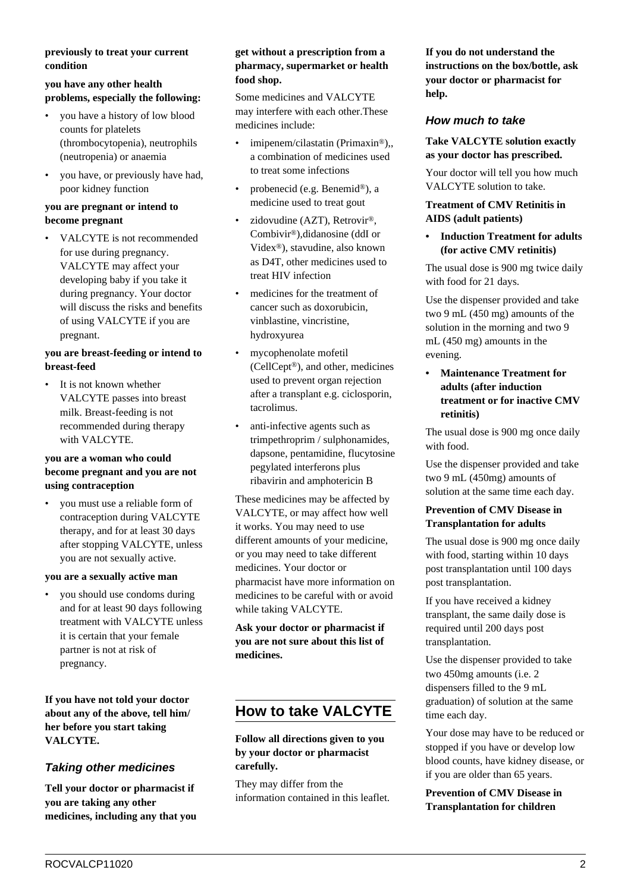**previously to treat your current condition**

**you have any other health problems, especially the following:**

- you have a history of low blood counts for platelets (thrombocytopenia), neutrophils (neutropenia) or anaemia
- you have, or previously have had, poor kidney function

**you are pregnant or intend to become pregnant**

- VALCYTE is not recommended for use during pregnancy. VALCYTE may affect your developing baby if you take it during pregnancy. Your doctor will discuss the risks and benefits of using VALCYTE if you are pregnant.

**you are breast-feeding or intend to breast-feed**

- It is not known whether VALCYTE passes into breast milk. Breast-feeding is not recommended during therapy with VALCYTE.

**you are a woman who could become pregnant and you are not using contraception**

- you must use a reliable form of contraception during VALCYTE therapy, and for at least 30 days after stopping VALCYTE, unless you are not sexually active.

**you are a sexually active man**

- you should use condoms during and for at least 90 days following treatment with VALCYTE unless it is certain that your female partner is not at risk of pregnancy.

**If you have not told your doctor about any of the above, tell him/ her before you start taking VALCYTE.**

### *Taking other medicines*

**Tell your doctor or pharmacist if you are taking any other medicines, including any that you get without a prescription from a pharmacy, supermarket or health food shop.**

Some medicines and VALCYTE may interfere with each other.These medicines include:

- imipenem/cilastatin (Primaxin®),, a combination of medicines used to treat some infections
- probenecid (e.g. Benemid®), a medicine used to treat gout
- zidovudine (AZT), Retrovir®, Combivir®),didanosine (ddI or Videx®), stavudine, also known as D4T, other medicines used to treat HIV infection
- medicines for the treatment of cancer such as doxorubicin, vinblastine, vincristine, hydroxyurea
- mycophenolate mofetil (CellCept®), and other, medicines used to prevent organ rejection after a transplant e.g. ciclosporin, tacrolimus.
- anti-infective agents such as trimpethroprim / sulphonamides, dapsone, pentamidine, flucytosine pegylated interferons plus ribavirin and amphotericin B

These medicines may be affected by VALCYTE, or may affect how well it works. You may need to use different amounts of your medicine, or you may need to take different medicines. Your doctor or pharmacist have more information on medicines to be careful with or avoid while taking VALCYTE.

**Ask your doctor or pharmacist if you are not sure about this list of medicines.**

## How to take VALCYTE

**Follow all directions given to you by your doctor or pharmacist carefully.**

They may differ from the information contained in this leaflet.

**If you do not understand the instructions on the box/bottle, ask your doctor or pharmacist for help.**

### *How much to take*

**Take VALCYTE solution exactly as your doctor has prescribed.**

Your doctor will tell you how much VALCYTE solution to take.

**Treatment of CMV Retinitis in AIDS (adult patients)**

- **Induction Treatment for adults (for active CMV retinitis)**

The usual dose is 900 mg twice daily with food for 21 days.

Use the dispenser provided and take two 9 mL (450 mg) amounts of the solution in the morning and two 9 mL (450 mg) amounts in the evening.

- **Maintenance Treatment for adults (after induction treatment or for inactive CMV retinitis)**

The usual dose is 900 mg once daily with food.

Use the dispenser provided and take two 9 mL (450mg) amounts of solution at the same time each day.

**Prevention of CMV Disease in Transplantation for adults**

The usual dose is 900 mg once daily with food, starting within 10 days post transplantation until 100 days post transplantation.

If you have received a kidney transplant, the same daily dose is required until 200 days post transplantation.

Use the dispenser provided to take two 450mg amounts (i.e. 2 dispensers filled to the 9 mL graduation) of solution at the same time each day.

Your dose may have to be reduced or stopped if you have or develop low blood counts, have kidney disease, or if you are older than 65 years.

**Prevention of CMV Disease in Transplantation for children**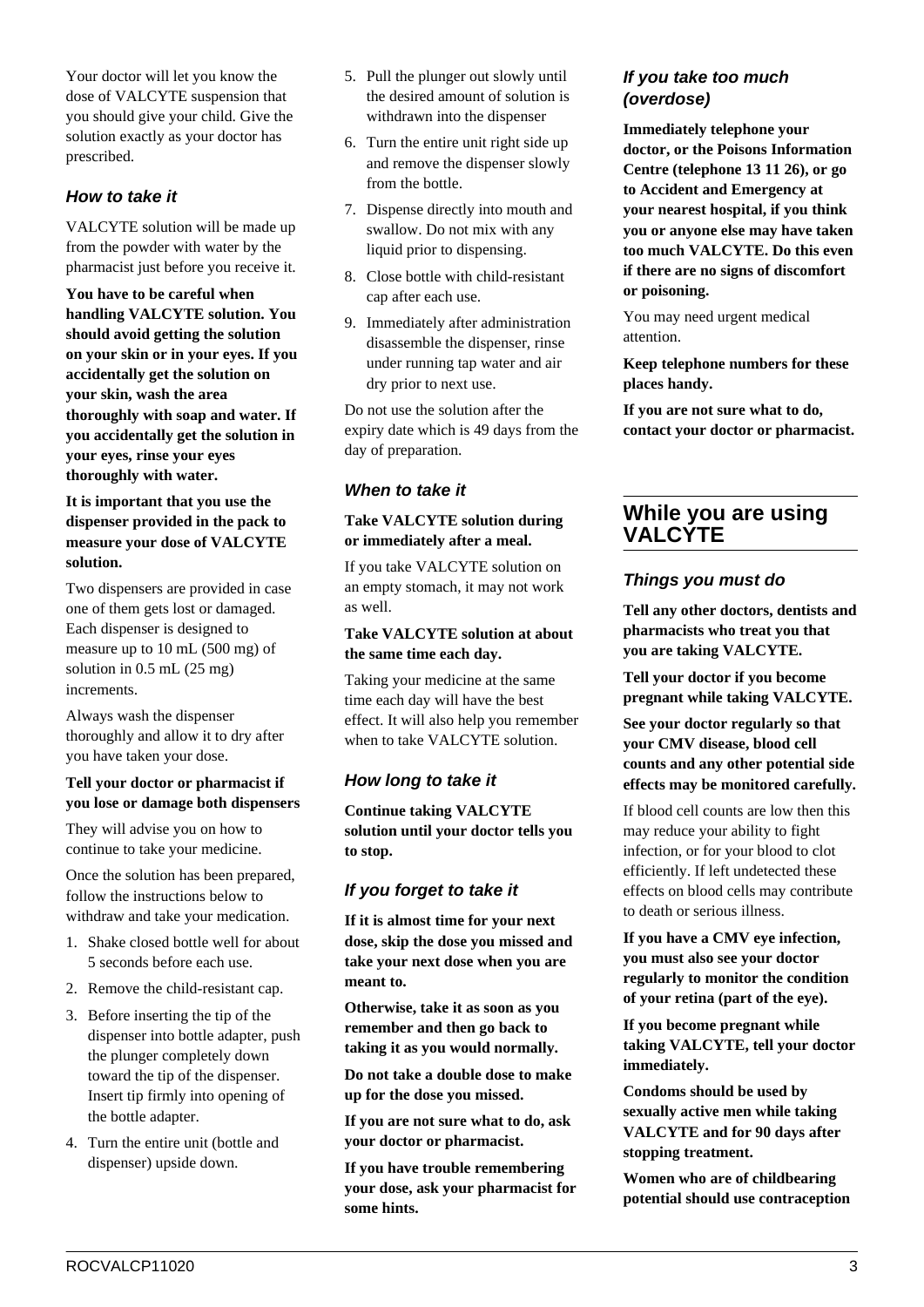Your doctor will let you know the dose of VALCYTE suspension that you should give your child. Give the solution exactly as your doctor has prescribed.

### How to take it

VALCYTE solution will be made up from the powder with water by the pharmacist just before you receive it.

**You have to be careful when handling VALCYTE solution. You should avoid getting the solution on your skin or in your eyes. If you accidentally get the solution on your skin, wash the area thoroughly with soap and water. If you accidentally get the solution in your eyes, rinse your eyes thoroughly with water.**

**It is important that you use the dispenser provided in the pack to measure your dose of VALCYTE solution.**

Two dispensers are provided in case one of them gets lost or damaged. Each dispenser is designed to measure up to 10 mL (500 mg) of solution in 0.5 mL (25 mg) increments.

Always wash the dispenser thoroughly and allow it to dry after you have taken your dose.

**Tell your doctor or pharmacist if you lose or damage both dispensers**

They will advise you on how to continue to take your medicine.

Once the solution has been prepared, follow the instructions below to withdraw and take your medication.

1. Shake closed bottle well for about 5 seconds before each use.
2. Remove the child-resistant cap.
3. Before inserting the tip of the dispenser into bottle adapter, push the plunger completely down toward the tip of the dispenser. Insert tip firmly into opening of the bottle adapter.
4. Turn the entire unit (bottle and dispenser) upside down.
5. Pull the plunger out slowly until the desired amount of solution is withdrawn into the dispenser
6. Turn the entire unit right side up and remove the dispenser slowly from the bottle.
7. Dispense directly into mouth and swallow. Do not mix with any liquid prior to dispensing.
8. Close bottle with child-resistant cap after each use.
9. Immediately after administration disassemble the dispenser, rinse under running tap water and air dry prior to next use.

Do not use the solution after the expiry date which is 49 days from the day of preparation.

### When to take it

**Take VALCYTE solution during or immediately after a meal.**

If you take VALCYTE solution on an empty stomach, it may not work as well.

**Take VALCYTE solution at about the same time each day.**

Taking your medicine at the same time each day will have the best effect. It will also help you remember when to take VALCYTE solution.

### How long to take it

**Continue taking VALCYTE solution until your doctor tells you to stop.**

### If you forget to take it

**If it is almost time for your next dose, skip the dose you missed and take your next dose when you are meant to.**

**Otherwise, take it as soon as you remember and then go back to taking it as you would normally.**

**Do not take a double dose to make up for the dose you missed.**

**If you are not sure what to do, ask your doctor or pharmacist.**

**If you have trouble remembering your dose, ask your pharmacist for some hints.**

### If you take too much (overdose)

**Immediately telephone your doctor, or the Poisons Information Centre (telephone 13 11 26), or go to Accident and Emergency at your nearest hospital, if you think you or anyone else may have taken too much VALCYTE. Do this even if there are no signs of discomfort or poisoning.**

You may need urgent medical attention.

**Keep telephone numbers for these places handy.**

**If you are not sure what to do, contact your doctor or pharmacist.**

## While you are using VALCYTE

### Things you must do

**Tell any other doctors, dentists and pharmacists who treat you that you are taking VALCYTE.**

**Tell your doctor if you become pregnant while taking VALCYTE.**

**See your doctor regularly so that your CMV disease, blood cell counts and any other potential side effects may be monitored carefully.**

If blood cell counts are low then this may reduce your ability to fight infection, or for your blood to clot efficiently. If left undetected these effects on blood cells may contribute to death or serious illness.

**If you have a CMV eye infection, you must also see your doctor regularly to monitor the condition of your retina (part of the eye).**

**If you become pregnant while taking VALCYTE, tell your doctor immediately.**

**Condoms should be used by sexually active men while taking VALCYTE and for 90 days after stopping treatment.**

**Women who are of childbearing potential should use contraception**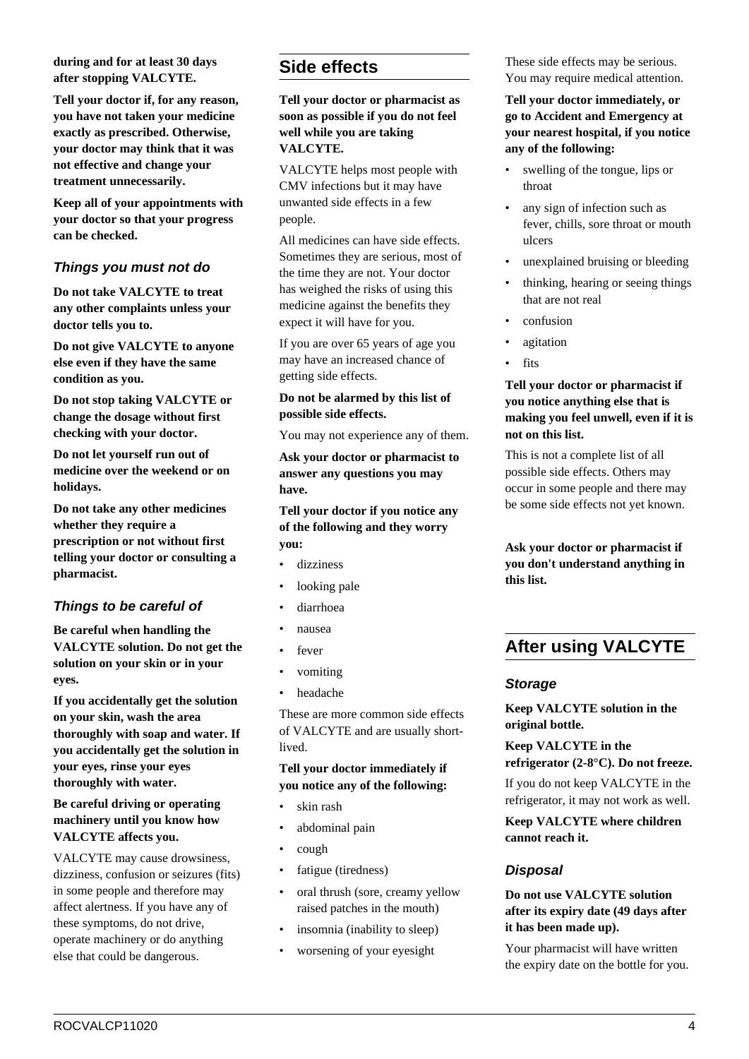**during and for at least 30 days after stopping VALCYTE.**

**Tell your doctor if, for any reason, you have not taken your medicine exactly as prescribed. Otherwise, your doctor may think that it was not effective and change your treatment unnecessarily.**

**Keep all of your appointments with your doctor so that your progress can be checked.**

### *Things you must not do*

**Do not take VALCYTE to treat any other complaints unless your doctor tells you to.**

**Do not give VALCYTE to anyone else even if they have the same condition as you.**

**Do not stop taking VALCYTE or change the dosage without first checking with your doctor.**

**Do not let yourself run out of medicine over the weekend or on holidays.**

**Do not take any other medicines whether they require a prescription or not without first telling your doctor or consulting a pharmacist.**

### *Things to be careful of*

**Be careful when handling the VALCYTE solution. Do not get the solution on your skin or in your eyes.**

**If you accidentally get the solution on your skin, wash the area thoroughly with soap and water. If you accidentally get the solution in your eyes, rinse your eyes thoroughly with water.**

**Be careful driving or operating machinery until you know how VALCYTE affects you.**

VALCYTE may cause drowsiness, dizziness, confusion or seizures (fits) in some people and therefore may affect alertness. If you have any of these symptoms, do not drive, operate machinery or do anything else that could be dangerous.

## Side effects

**Tell your doctor or pharmacist as soon as possible if you do not feel well while you are taking VALCYTE.**

VALCYTE helps most people with CMV infections but it may have unwanted side effects in a few people.

All medicines can have side effects. Sometimes they are serious, most of the time they are not. Your doctor has weighed the risks of using this medicine against the benefits they expect it will have for you.

If you are over 65 years of age you may have an increased chance of getting side effects.

**Do not be alarmed by this list of possible side effects.**

You may not experience any of them.

**Ask your doctor or pharmacist to answer any questions you may have.**

**Tell your doctor if you notice any of the following and they worry you:**

- dizziness
- looking pale
- diarrhoea
- nausea
- fever
- vomiting
- headache

These are more common side effects of VALCYTE and are usually short-lived.

**Tell your doctor immediately if you notice any of the following:**

- skin rash
- abdominal pain
- cough
- fatigue (tiredness)
- oral thrush (sore, creamy yellow raised patches in the mouth)
- insomnia (inability to sleep)
- worsening of your eyesight

These side effects may be serious. You may require medical attention.

**Tell your doctor immediately, or go to Accident and Emergency at your nearest hospital, if you notice any of the following:**

- swelling of the tongue, lips or throat
- any sign of infection such as fever, chills, sore throat or mouth ulcers
- unexplained bruising or bleeding
- thinking, hearing or seeing things that are not real
- confusion
- agitation
- fits

**Tell your doctor or pharmacist if you notice anything else that is making you feel unwell, even if it is not on this list.**

This is not a complete list of all possible side effects. Others may occur in some people and there may be some side effects not yet known.

**Ask your doctor or pharmacist if you don't understand anything in this list.**

## After using VALCYTE

### *Storage*

**Keep VALCYTE solution in the original bottle.**

**Keep VALCYTE in the refrigerator (2-8°C). Do not freeze.**

If you do not keep VALCYTE in the refrigerator, it may not work as well.

**Keep VALCYTE where children cannot reach it.**

### *Disposal*

**Do not use VALCYTE solution after its expiry date (49 days after it has been made up).**

Your pharmacist will have written the expiry date on the bottle for you.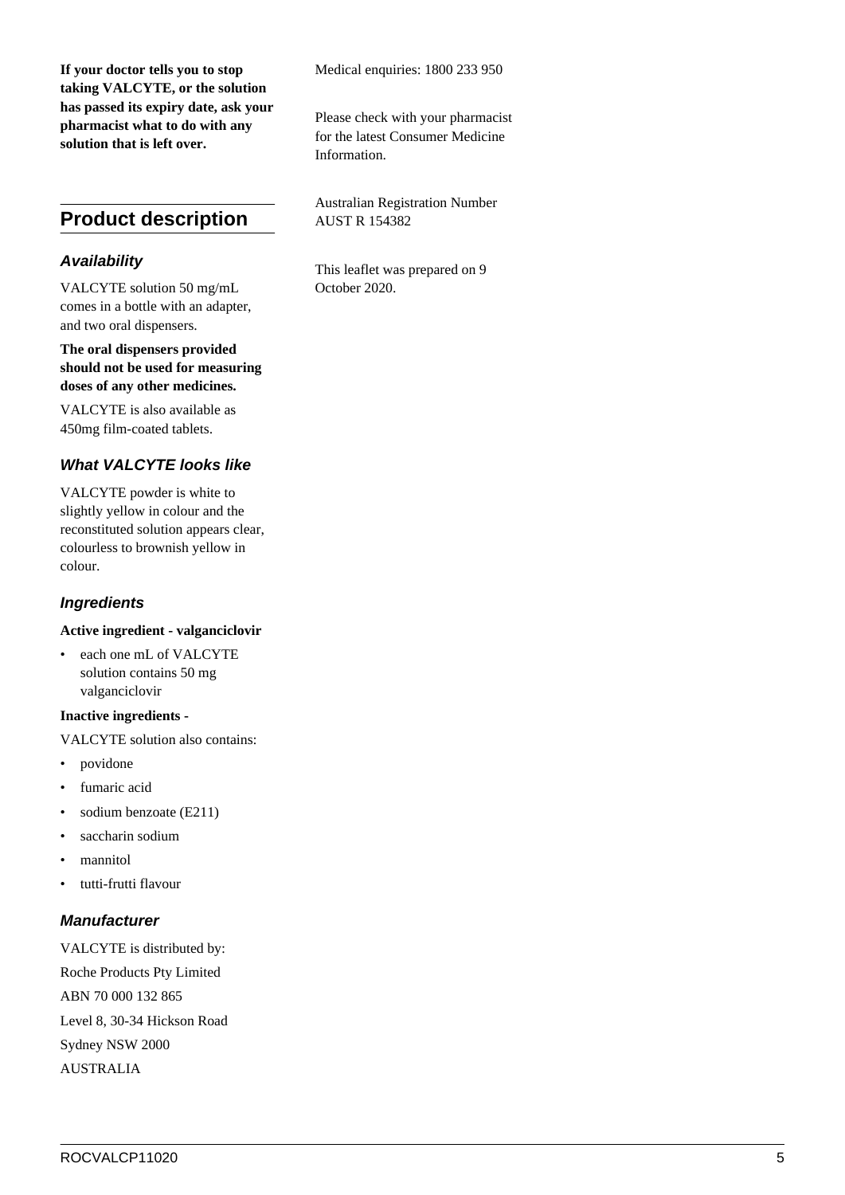**If your doctor tells you to stop taking VALCYTE, or the solution has passed its expiry date, ask your pharmacist what to do with any solution that is left over.**

## Product description

### *Availability*

VALCYTE solution 50 mg/mL comes in a bottle with an adapter, and two oral dispensers.

**The oral dispensers provided should not be used for measuring doses of any other medicines.**

VALCYTE is also available as 450mg film-coated tablets.

### *What VALCYTE looks like*

VALCYTE powder is white to slightly yellow in colour and the reconstituted solution appears clear, colourless to brownish yellow in colour.

### *Ingredients*

**Active ingredient - valganciclovir**

- each one mL of VALCYTE solution contains 50 mg valganciclovir

**Inactive ingredients -**

VALCYTE solution also contains:

- povidone
- fumaric acid
- sodium benzoate (E211)
- saccharin sodium
- mannitol
- tutti-frutti flavour

### *Manufacturer*

VALCYTE is distributed by:

Roche Products Pty Limited

ABN 70 000 132 865

Level 8, 30-34 Hickson Road

Sydney NSW 2000

AUSTRALIA

Medical enquiries: 1800 233 950

Please check with your pharmacist for the latest Consumer Medicine Information.

Australian Registration Number AUST R 154382

This leaflet was prepared on 9 October 2020.

ROCVALCP11020